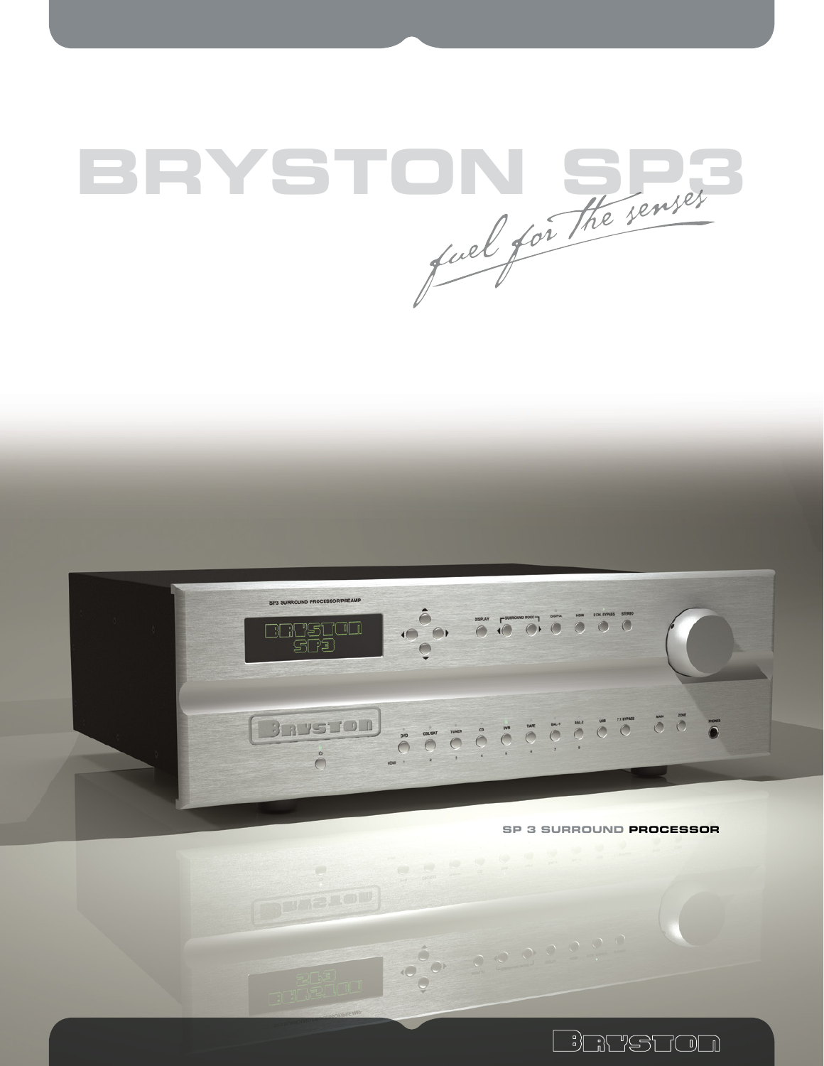# BRYSTON SP3

*fuel for the senses*

SP 3 SURROUND **PROCESSOR**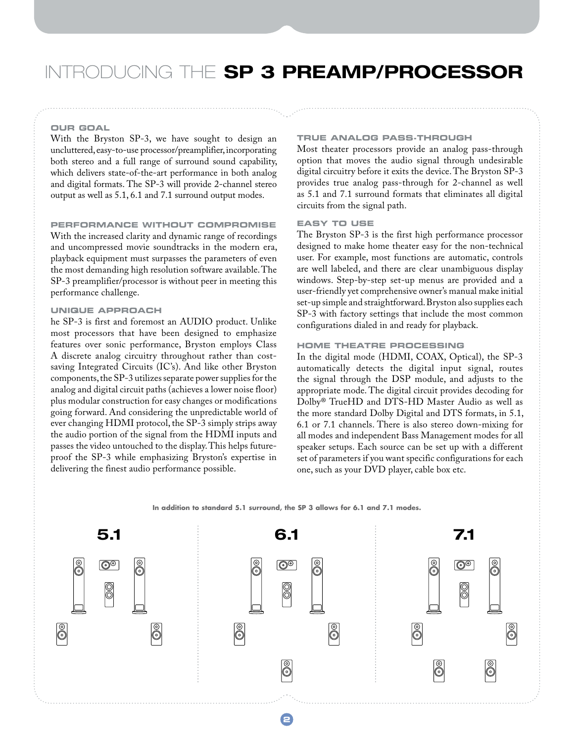# INTRODUCING THE **SP 3 PREAMP/PROCESSOR**

### OUR GOAL

With the Bryston SP-3, we have sought to design an uncluttered, easy-to-use processor/preamplifier, incorporating both stereo and a full range of surround sound capability, which delivers state-of-the-art performance in both analog and digital formats. The SP-3 will provide 2-channel stereo output as well as 5.1, 6.1 and 7.1 surround output modes.

### PERFORMANCE WITHOUT COMPROMISE

With the increased clarity and dynamic range of recordings and uncompressed movie soundtracks in the modern era, playback equipment must surpasses the parameters of even the most demanding high resolution software available. The SP-3 preamplifier/processor is without peer in meeting this performance challenge.

### UNIQUE APPROACH

he SP-3 is first and foremost an AUDIO product. Unlike most processors that have been designed to emphasize features over sonic performance, Bryston employs Class A discrete analog circuitry throughout rather than cost-saving Integrated Circuits (IC's). And like other Bryston components, the SP-3 utilizes separate power supplies for the analog and digital circuit paths (achieves a lower noise floor) plus modular construction for easy changes or modifications going forward. And considering the unpredictable world of ever changing HDMI protocol, the SP-3 simply strips away the audio portion of the signal from the HDMI inputs and passes the video untouched to the display. This helps future-proof the SP-3 while emphasizing Bryston's expertise in delivering the finest audio performance possible.

### TRUE ANALOG PASS-THROUGH

Most theater processors provide an analog pass-through option that moves the audio signal through undesirable digital circuitry before it exits the device. The Bryston SP-3 provides true analog pass-through for 2-channel as well as 5.1 and 7.1 surround formats that eliminates all digital circuits from the signal path.

### EASY TO USE

The Bryston SP-3 is the first high performance processor designed to make home theater easy for the non-technical user. For example, most functions are automatic, controls are well labeled, and there are clear unambiguous display windows. Step-by-step set-up menus are provided and a user-friendly yet comprehensive owner's manual make initial set-up simple and straightforward. Bryston also supplies each SP-3 with factory settings that include the most common configurations dialed in and ready for playback.

### HOME THEATRE PROCESSING

In the digital mode (HDMI, COAX, Optical), the SP-3 automatically detects the digital input signal, routes the signal through the DSP module, and adjusts to the appropriate mode. The digital circuit provides decoding for Dolby® TrueHD and DTS-HD Master Audio as well as the more standard Dolby Digital and DTS formats, in 5.1, 6.1 or 7.1 channels. There is also stereo down-mixing for all modes and independent Bass Management modes for all speaker setups. Each source can be set up with a different set of parameters if you want specific configurations for each one, such as your DVD player, cable box etc.

**In addition to standard 5.1 surround, the SP 3 allows for 6.1 and 7.1 modes.**

**5.1** **6.1** **7.1**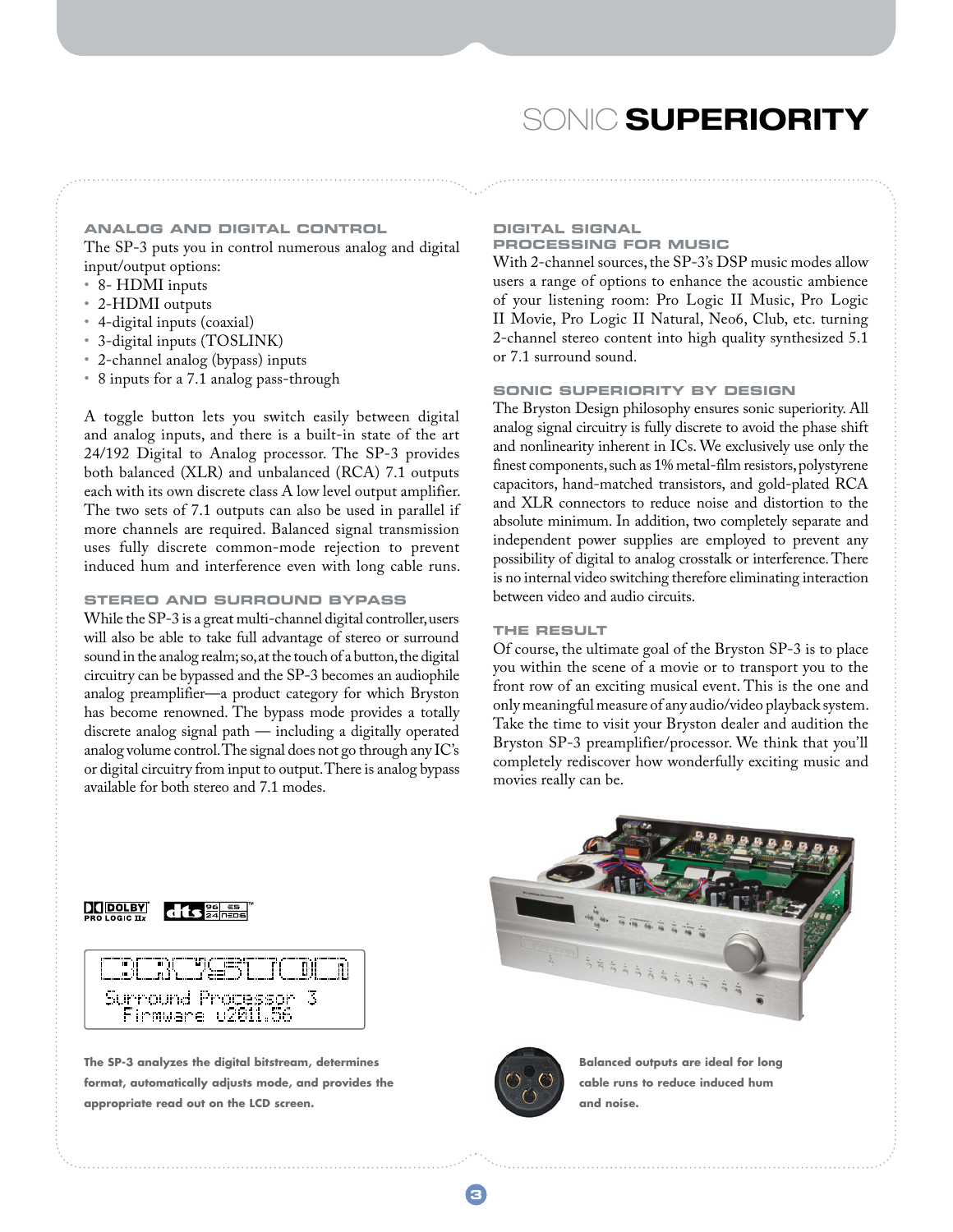# SONIC **SUPERIORITY**

### ANALOG AND DIGITAL CONTROL

The SP-3 puts you in control numerous analog and digital input/output options:

- 8- HDMI inputs
- 2-HDMI outputs
- 4-digital inputs (coaxial)
- 3-digital inputs (TOSLINK)
- 2-channel analog (bypass) inputs
- 8 inputs for a 7.1 analog pass-through

A toggle button lets you switch easily between digital and analog inputs, and there is a built-in state of the art 24/192 Digital to Analog processor. The SP-3 provides both balanced (XLR) and unbalanced (RCA) 7.1 outputs each with its own discrete class A low level output amplifier. The two sets of 7.1 outputs can also be used in parallel if more channels are required. Balanced signal transmission uses fully discrete common-mode rejection to prevent induced hum and interference even with long cable runs.

### STEREO AND SURROUND BYPASS

While the SP-3 is a great multi-channel digital controller, users will also be able to take full advantage of stereo or surround sound in the analog realm; so, at the touch of a button, the digital circuitry can be bypassed and the SP-3 becomes an audiophile analog preamplifier—a product category for which Bryston has become renowned. The bypass mode provides a totally discrete analog signal path — including a digitally operated analog volume control. The signal does not go through any IC's or digital circuitry from input to output. There is analog bypass available for both stereo and 7.1 modes.

### DIGITAL SIGNAL PROCESSING FOR MUSIC

With 2-channel sources, the SP-3's DSP music modes allow users a range of options to enhance the acoustic ambience of your listening room: Pro Logic II Music, Pro Logic II Movie, Pro Logic II Natural, Neo6, Club, etc. turning 2-channel stereo content into high quality synthesized 5.1 or 7.1 surround sound.

### SONIC SUPERIORITY BY DESIGN

The Bryston Design philosophy ensures sonic superiority. All analog signal circuitry is fully discrete to avoid the phase shift and nonlinearity inherent in ICs. We exclusively use only the finest components, such as 1% metal-film resistors, polystyrene capacitors, hand-matched transistors, and gold-plated RCA and XLR connectors to reduce noise and distortion to the absolute minimum. In addition, two completely separate and independent power supplies are employed to prevent any possibility of digital to analog crosstalk or interference. There is no internal video switching therefore eliminating interaction between video and audio circuits.

### THE RESULT

Of course, the ultimate goal of the Bryston SP-3 is to place you within the scene of a movie or to transport you to the front row of an exciting musical event. This is the one and only meaningful measure of any audio/video playback system. Take the time to visit your Bryston dealer and audition the Bryston SP-3 preamplifier/processor. We think that you'll completely rediscover how wonderfully exciting music and movies really can be.

DOLBY PRO LOGIC IIx

dts 96/24 ES NEO6

BRYSTON
Surround Processor 3
Firmware v2011.56

**The SP-3 analyzes the digital bitstream, determines format, automatically adjusts mode, and provides the appropriate read out on the LCD screen.**

**Balanced outputs are ideal for long cable runs to reduce induced hum and noise.**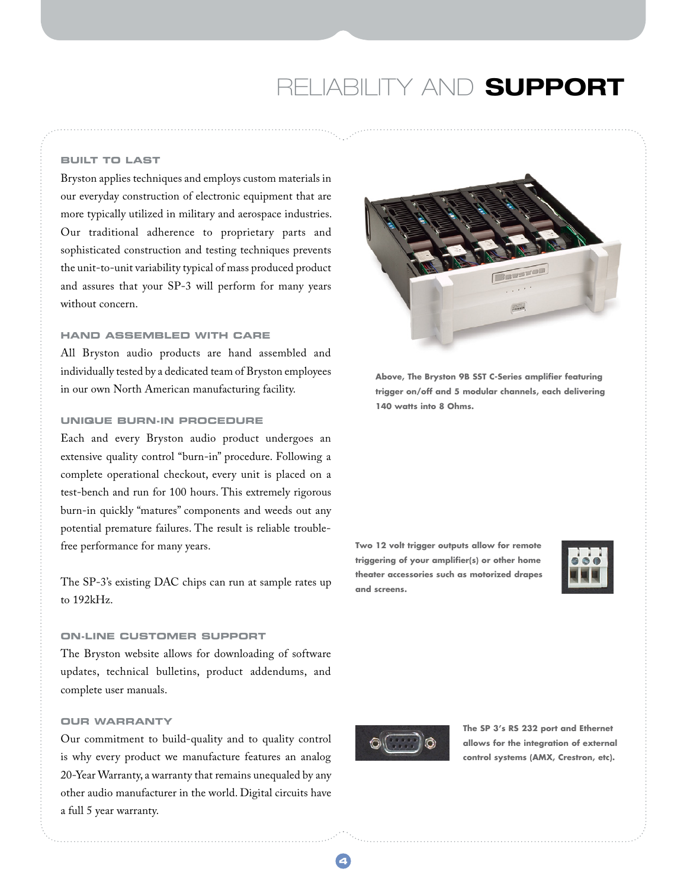# RELIABILITY AND **SUPPORT**

### BUILT TO LAST

Bryston applies techniques and employs custom materials in our everyday construction of electronic equipment that are more typically utilized in military and aerospace industries. Our traditional adherence to proprietary parts and sophisticated construction and testing techniques prevents the unit-to-unit variability typical of mass produced product and assures that your SP-3 will perform for many years without concern.

### HAND ASSEMBLED WITH CARE

All Bryston audio products are hand assembled and individually tested by a dedicated team of Bryston employees in our own North American manufacturing facility.

### UNIQUE BURN-IN PROCEDURE

Each and every Bryston audio product undergoes an extensive quality control "burn-in" procedure. Following a complete operational checkout, every unit is placed on a test-bench and run for 100 hours. This extremely rigorous burn-in quickly "matures" components and weeds out any potential premature failures. The result is reliable trouble-free performance for many years.

The SP-3's existing DAC chips can run at sample rates up to 192kHz.

### ON-LINE CUSTOMER SUPPORT

The Bryston website allows for downloading of software updates, technical bulletins, product addendums, and complete user manuals.

### OUR WARRANTY

Our commitment to build-quality and to quality control is why every product we manufacture features an analog 20-Year Warranty, a warranty that remains unequaled by any other audio manufacturer in the world. Digital circuits have a full 5 year warranty.

**Above, The Bryston 9B SST C-Series amplifier featuring trigger on/off and 5 modular channels, each delivering 140 watts into 8 Ohms.**

**Two 12 volt trigger outputs allow for remote triggering of your amplifier(s) or other home theater accessories such as motorized drapes and screens.**

**The SP 3's RS 232 port and Ethernet allows for the integration of external control systems (AMX, Crestron, etc).**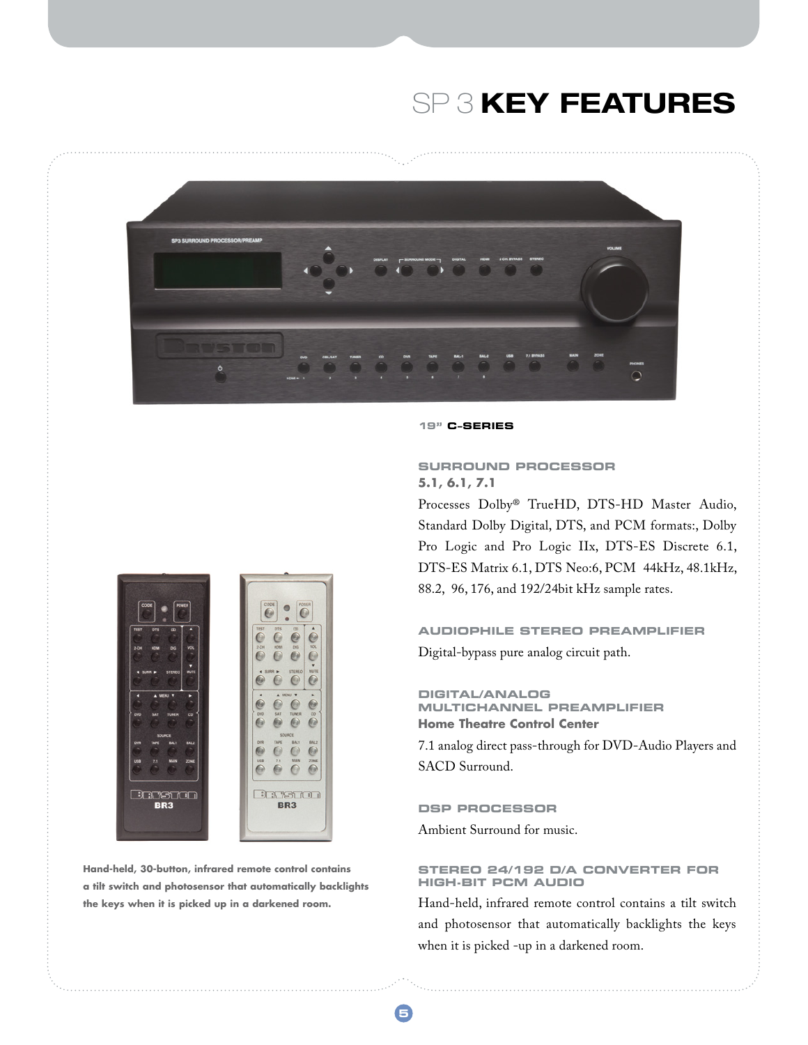# SP 3 KEY FEATURES

**19" C-SERIES**

Hand-held, 30-button, infrared remote control contains a tilt switch and photosensor that automatically backlights the keys when it is picked up in a darkened room.

## SURROUND PROCESSOR

**5.1, 6.1, 7.1**

Processes Dolby® TrueHD, DTS-HD Master Audio, Standard Dolby Digital, DTS, and PCM formats:, Dolby Pro Logic and Pro Logic IIx, DTS-ES Discrete 6.1, DTS-ES Matrix 6.1, DTS Neo:6, PCM 44kHz, 48.1kHz, 88.2, 96, 176, and 192/24bit kHz sample rates.

## AUDIOPHILE STEREO PREAMPLIFIER

Digital-bypass pure analog circuit path.

## DIGITAL/ANALOG MULTICHANNEL PREAMPLIFIER

**Home Theatre Control Center**

7.1 analog direct pass-through for DVD-Audio Players and SACD Surround.

## DSP PROCESSOR

Ambient Surround for music.

## STEREO 24/192 D/A CONVERTER FOR HIGH-BIT PCM AUDIO

Hand-held, infrared remote control contains a tilt switch and photosensor that automatically backlights the keys when it is picked -up in a darkened room.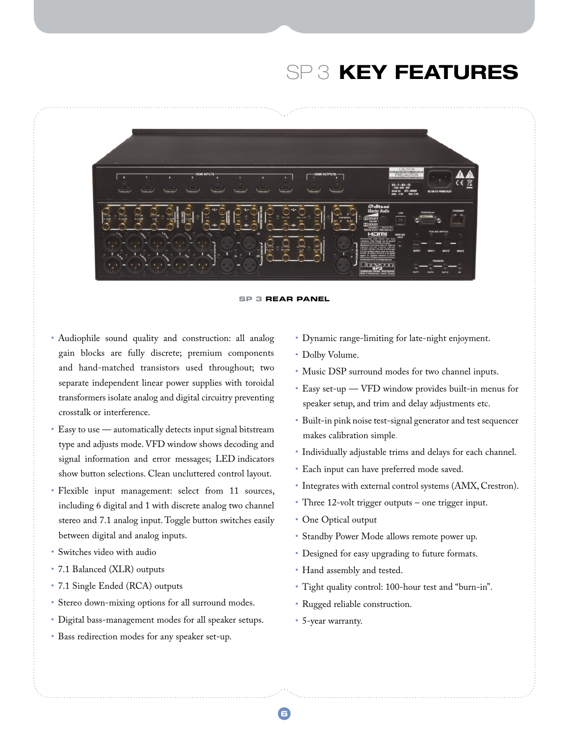# SP 3 KEY FEATURES

SP 3 REAR PANEL

- Audiophile sound quality and construction: all analog gain blocks are fully discrete; premium components and hand-matched transistors used throughout; two separate independent linear power supplies with toroidal transformers isolate analog and digital circuitry preventing crosstalk or interference.
- Easy to use — automatically detects input signal bitstream type and adjusts mode. VFD window shows decoding and signal information and error messages; LED indicators show button selections. Clean uncluttered control layout.
- Flexible input management: select from 11 sources, including 6 digital and 1 with discrete analog two channel stereo and 7.1 analog input. Toggle button switches easily between digital and analog inputs.
- Switches video with audio
- 7.1 Balanced (XLR) outputs
- 7.1 Single Ended (RCA) outputs
- Stereo down-mixing options for all surround modes.
- Digital bass-management modes for all speaker setups.
- Bass redirection modes for any speaker set-up.
- Dynamic range-limiting for late-night enjoyment.
- Dolby Volume.
- Music DSP surround modes for two channel inputs.
- Easy set-up — VFD window provides built-in menus for speaker setup, and trim and delay adjustments etc.
- Built-in pink noise test-signal generator and test sequencer makes calibration simple.
- Individually adjustable trims and delays for each channel.
- Each input can have preferred mode saved.
- Integrates with external control systems (AMX, Crestron).
- Three 12-volt trigger outputs – one trigger input.
- One Optical output
- Standby Power Mode allows remote power up.
- Designed for easy upgrading to future formats.
- Hand assembly and tested.
- Tight quality control: 100-hour test and "burn-in".
- Rugged reliable construction.
- 5-year warranty.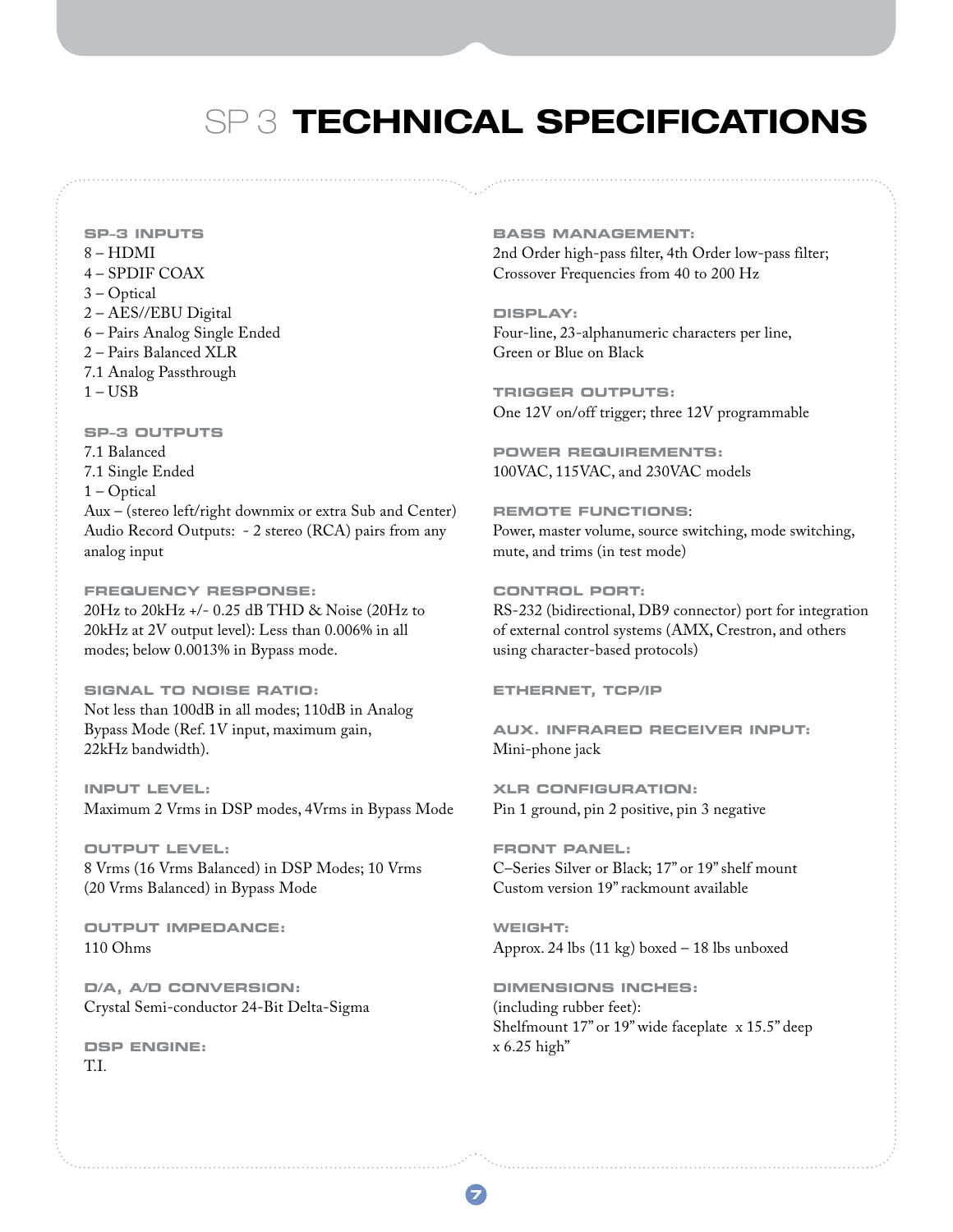# SP 3 TECHNICAL SPECIFICATIONS

### SP-3 INPUTS

8 – HDMI
4 – SPDIF COAX
3 – Optical
2 – AES//EBU Digital
6 – Pairs Analog Single Ended
2 – Pairs Balanced XLR
7.1 Analog Passthrough
1 – USB

### SP-3 OUTPUTS

7.1 Balanced
7.1 Single Ended
1 – Optical
Aux – (stereo left/right downmix or extra Sub and Center)
Audio Record Outputs: - 2 stereo (RCA) pairs from any analog input

### FREQUENCY RESPONSE:

20Hz to 20kHz +/- 0.25 dB THD & Noise (20Hz to 20kHz at 2V output level): Less than 0.006% in all modes; below 0.0013% in Bypass mode.

### SIGNAL TO NOISE RATIO:

Not less than 100dB in all modes; 110dB in Analog Bypass Mode (Ref. 1V input, maximum gain, 22kHz bandwidth).

### INPUT LEVEL:

Maximum 2 Vrms in DSP modes, 4Vrms in Bypass Mode

### OUTPUT LEVEL:

8 Vrms (16 Vrms Balanced) in DSP Modes; 10 Vrms (20 Vrms Balanced) in Bypass Mode

### OUTPUT IMPEDANCE:

110 Ohms

### D/A, A/D CONVERSION:

Crystal Semi-conductor 24-Bit Delta-Sigma

### DSP ENGINE:

T.I.

### BASS MANAGEMENT:

2nd Order high-pass filter, 4th Order low-pass filter; Crossover Frequencies from 40 to 200 Hz

### DISPLAY:

Four-line, 23-alphanumeric characters per line, Green or Blue on Black

### TRIGGER OUTPUTS:

One 12V on/off trigger; three 12V programmable

### POWER REQUIREMENTS:

100VAC, 115VAC, and 230VAC models

### REMOTE FUNCTIONS:

Power, master volume, source switching, mode switching, mute, and trims (in test mode)

### CONTROL PORT:

RS-232 (bidirectional, DB9 connector) port for integration of external control systems (AMX, Crestron, and others using character-based protocols)

### ETHERNET, TCP/IP

### AUX. INFRARED RECEIVER INPUT:

Mini-phone jack

### XLR CONFIGURATION:

Pin 1 ground, pin 2 positive, pin 3 negative

### FRONT PANEL:

C–Series Silver or Black; 17" or 19" shelf mount
Custom version 19" rackmount available

### WEIGHT:

Approx. 24 lbs (11 kg) boxed – 18 lbs unboxed

### DIMENSIONS INCHES:

(including rubber feet):
Shelfmount 17" or 19" wide faceplate x 15.5" deep x 6.25 high"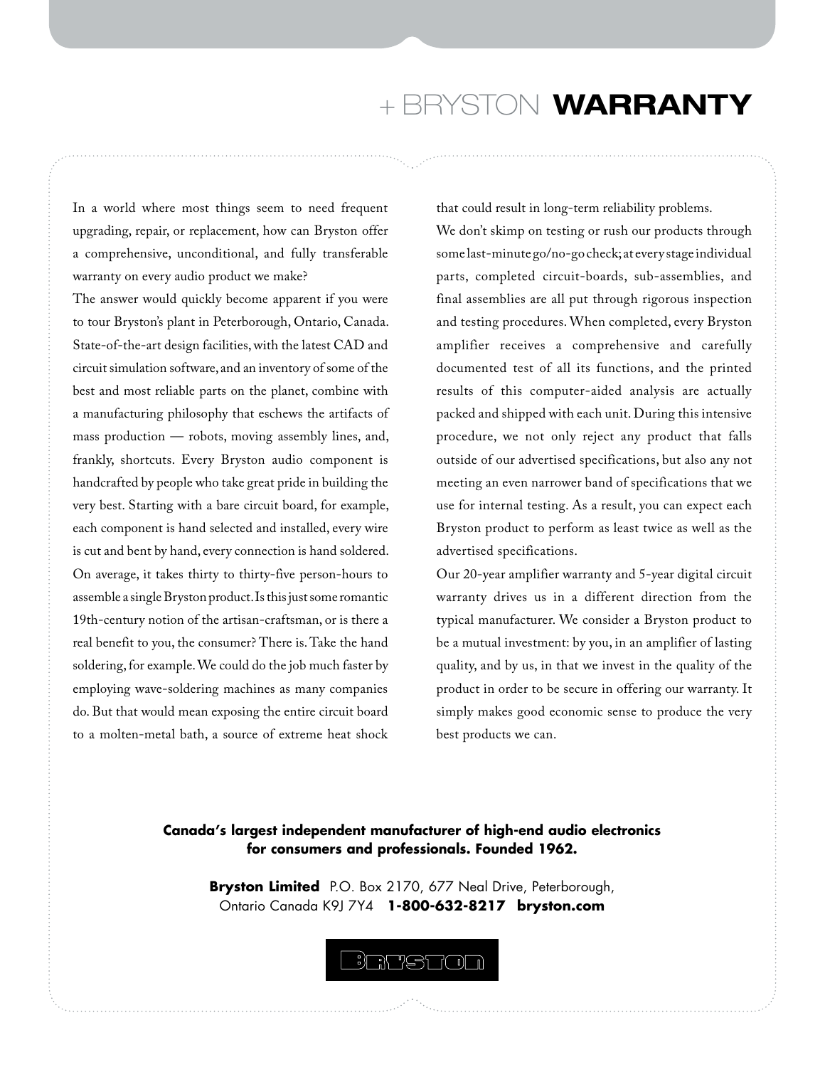# + BRYSTON **WARRANTY**

In a world where most things seem to need frequent upgrading, repair, or replacement, how can Bryston offer a comprehensive, unconditional, and fully transferable warranty on every audio product we make?

The answer would quickly become apparent if you were to tour Bryston's plant in Peterborough, Ontario, Canada. State-of-the-art design facilities, with the latest CAD and circuit simulation software, and an inventory of some of the best and most reliable parts on the planet, combine with a manufacturing philosophy that eschews the artifacts of mass production — robots, moving assembly lines, and, frankly, shortcuts. Every Bryston audio component is handcrafted by people who take great pride in building the very best. Starting with a bare circuit board, for example, each component is hand selected and installed, every wire is cut and bent by hand, every connection is hand soldered. On average, it takes thirty to thirty-five person-hours to assemble a single Bryston product. Is this just some romantic 19th-century notion of the artisan-craftsman, or is there a real benefit to you, the consumer? There is. Take the hand soldering, for example. We could do the job much faster by employing wave-soldering machines as many companies do. But that would mean exposing the entire circuit board to a molten-metal bath, a source of extreme heat shock that could result in long-term reliability problems.

We don't skimp on testing or rush our products through some last-minute go/no-go check; at every stage individual parts, completed circuit-boards, sub-assemblies, and final assemblies are all put through rigorous inspection and testing procedures. When completed, every Bryston amplifier receives a comprehensive and carefully documented test of all its functions, and the printed results of this computer-aided analysis are actually packed and shipped with each unit. During this intensive procedure, we not only reject any product that falls outside of our advertised specifications, but also any not meeting an even narrower band of specifications that we use for internal testing. As a result, you can expect each Bryston product to perform as least twice as well as the advertised specifications.

Our 20-year amplifier warranty and 5-year digital circuit warranty drives us in a different direction from the typical manufacturer. We consider a Bryston product to be a mutual investment: by you, in an amplifier of lasting quality, and by us, in that we invest in the quality of the product in order to be secure in offering our warranty. It simply makes good economic sense to produce the very best products we can.

**Canada's largest independent manufacturer of high-end audio electronics for consumers and professionals. Founded 1962.**

**Bryston Limited** P.O. Box 2170, 677 Neal Drive, Peterborough, Ontario Canada K9J 7Y4 **1-800-632-8217 bryston.com**

BRYSTON